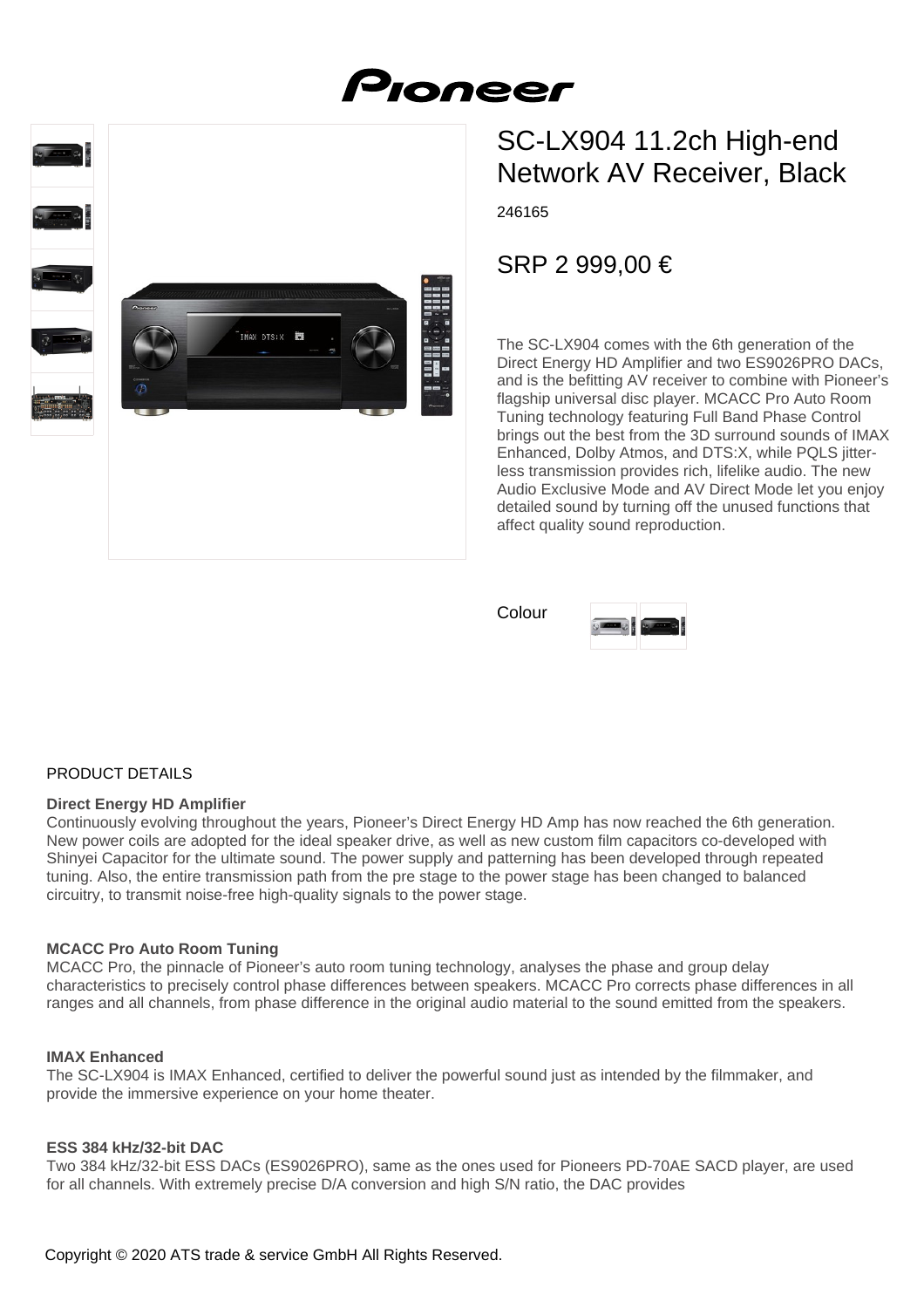# SC-LX904 11.2ch High-end Network AV Receiver, Black

246165

SRP 2 999,00 €

The SC-LX904 comes with the 6th generation of the Direct Energy HD Amplifier and two ES9026PRO DACs, and is the befitting AV receiver to combine with Pioneer's flagship universal disc player. MCACC Pro Auto Room Tuning technology featuring Full Band Phase Control brings out the best from the 3D surround sounds of IMAX Enhanced, Dolby Atmos, and DTS:X, while PQLS jitter-less transmission provides rich, lifelike audio. The new Audio Exclusive Mode and AV Direct Mode let you enjoy detailed sound by turning off the unused functions that affect quality sound reproduction.

Colour

## PRODUCT DETAILS

**Direct Energy HD Amplifier**
Continuously evolving throughout the years, Pioneer's Direct Energy HD Amp has now reached the 6th generation. New power coils are adopted for the ideal speaker drive, as well as new custom film capacitors co-developed with Shinyei Capacitor for the ultimate sound. The power supply and patterning has been developed through repeated tuning. Also, the entire transmission path from the pre stage to the power stage has been changed to balanced circuitry, to transmit noise-free high-quality signals to the power stage.

**MCACC Pro Auto Room Tuning**
MCACC Pro, the pinnacle of Pioneer's auto room tuning technology, analyses the phase and group delay characteristics to precisely control phase differences between speakers. MCACC Pro corrects phase differences in all ranges and all channels, from phase difference in the original audio material to the sound emitted from the speakers.

**IMAX Enhanced**
The SC-LX904 is IMAX Enhanced, certified to deliver the powerful sound just as intended by the filmmaker, and provide the immersive experience on your home theater.

**ESS 384 kHz/32-bit DAC**
Two 384 kHz/32-bit ESS DACs (ES9026PRO), same as the ones used for Pioneers PD-70AE SACD player, are used for all channels. With extremely precise D/A conversion and high S/N ratio, the DAC provides

Copyright © 2020 ATS trade & service GmbH All Rights Reserved.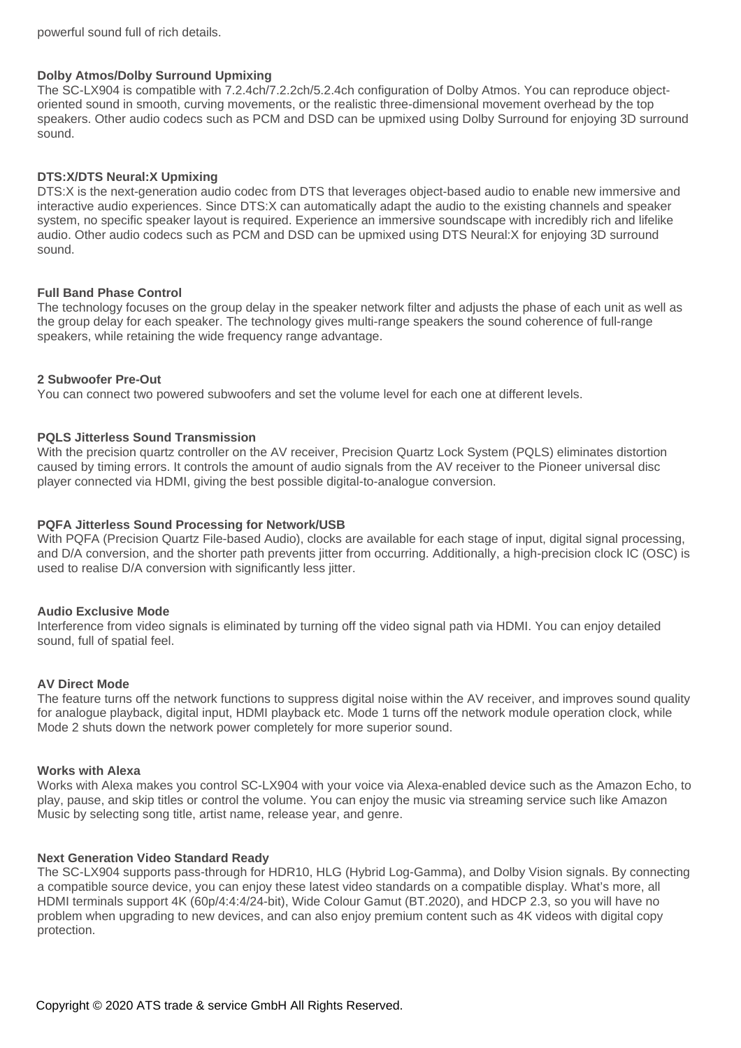powerful sound full of rich details.

### Dolby Atmos/Dolby Surround Upmixing

The SC-LX904 is compatible with 7.2.4ch/7.2.2ch/5.2.4ch configuration of Dolby Atmos. You can reproduce object-oriented sound in smooth, curving movements, or the realistic three-dimensional movement overhead by the top speakers. Other audio codecs such as PCM and DSD can be upmixed using Dolby Surround for enjoying 3D surround sound.

### DTS:X/DTS Neural:X Upmixing

DTS:X is the next-generation audio codec from DTS that leverages object-based audio to enable new immersive and interactive audio experiences. Since DTS:X can automatically adapt the audio to the existing channels and speaker system, no specific speaker layout is required. Experience an immersive soundscape with incredibly rich and lifelike audio. Other audio codecs such as PCM and DSD can be upmixed using DTS Neural:X for enjoying 3D surround sound.

### Full Band Phase Control

The technology focuses on the group delay in the speaker network filter and adjusts the phase of each unit as well as the group delay for each speaker. The technology gives multi-range speakers the sound coherence of full-range speakers, while retaining the wide frequency range advantage.

### 2 Subwoofer Pre-Out

You can connect two powered subwoofers and set the volume level for each one at different levels.

### PQLS Jitterless Sound Transmission

With the precision quartz controller on the AV receiver, Precision Quartz Lock System (PQLS) eliminates distortion caused by timing errors. It controls the amount of audio signals from the AV receiver to the Pioneer universal disc player connected via HDMI, giving the best possible digital-to-analogue conversion.

### PQFA Jitterless Sound Processing for Network/USB

With PQFA (Precision Quartz File-based Audio), clocks are available for each stage of input, digital signal processing, and D/A conversion, and the shorter path prevents jitter from occurring. Additionally, a high-precision clock IC (OSC) is used to realise D/A conversion with significantly less jitter.

### Audio Exclusive Mode

Interference from video signals is eliminated by turning off the video signal path via HDMI. You can enjoy detailed sound, full of spatial feel.

### AV Direct Mode

The feature turns off the network functions to suppress digital noise within the AV receiver, and improves sound quality for analogue playback, digital input, HDMI playback etc. Mode 1 turns off the network module operation clock, while Mode 2 shuts down the network power completely for more superior sound.

### Works with Alexa

Works with Alexa makes you control SC-LX904 with your voice via Alexa-enabled device such as the Amazon Echo, to play, pause, and skip titles or control the volume. You can enjoy the music via streaming service such like Amazon Music by selecting song title, artist name, release year, and genre.

### Next Generation Video Standard Ready

The SC-LX904 supports pass-through for HDR10, HLG (Hybrid Log-Gamma), and Dolby Vision signals. By connecting a compatible source device, you can enjoy these latest video standards on a compatible display. What's more, all HDMI terminals support 4K (60p/4:4:4/24-bit), Wide Colour Gamut (BT.2020), and HDCP 2.3, so you will have no problem when upgrading to new devices, and can also enjoy premium content such as 4K videos with digital copy protection.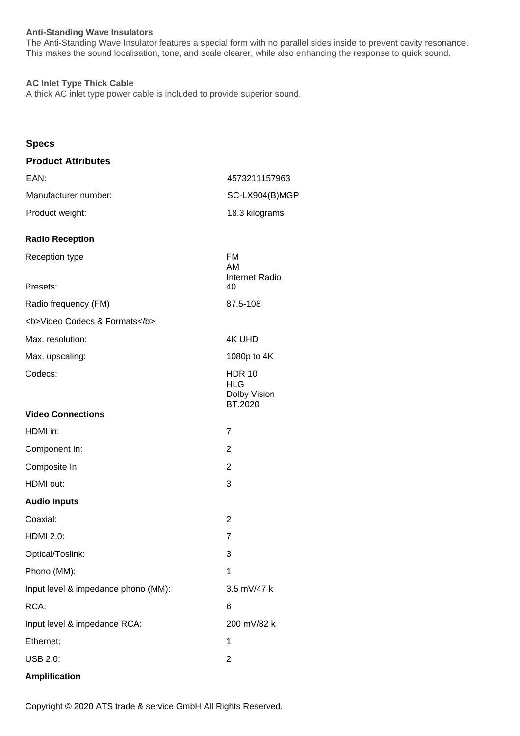**Anti-Standing Wave Insulators**
The Anti-Standing Wave Insulator features a special form with no parallel sides inside to prevent cavity resonance. This makes the sound localisation, tone, and scale clearer, while also enhancing the response to quick sound.

**AC Inlet Type Thick Cable**
A thick AC inlet type power cable is included to provide superior sound.

## Specs

### Product Attributes

| | |
|---|---|
| EAN: | 4573211157963 |
| Manufacturer number: | SC-LX904(B)MGP |
| Product weight: | 18.3 kilograms |

### Radio Reception

| | |
|---|---|
| Reception type | FM<br>AM<br>Internet Radio |
| Presets: | 40 |
| Radio frequency (FM) | 87.5-108 |

### <b>Video Codecs & Formats</b>

| | |
|---|---|
| Max. resolution: | 4K UHD |
| Max. upscaling: | 1080p to 4K |
| Codecs: | HDR 10<br>HLG<br>Dolby Vision<br>BT.2020 |

### Video Connections

| | |
|---|---|
| HDMI in: | 7 |
| Component In: | 2 |
| Composite In: | 2 |
| HDMI out: | 3 |

### Audio Inputs

| | |
|---|---|
| Coaxial: | 2 |
| HDMI 2.0: | 7 |
| Optical/Toslink: | 3 |
| Phono (MM): | 1 |
| Input level & impedance phono (MM): | 3.5 mV/47 k |
| RCA: | 6 |
| Input level & impedance RCA: | 200 mV/82 k |
| Ethernet: | 1 |
| USB 2.0: | 2 |

### Amplification

Copyright © 2020 ATS trade & service GmbH All Rights Reserved.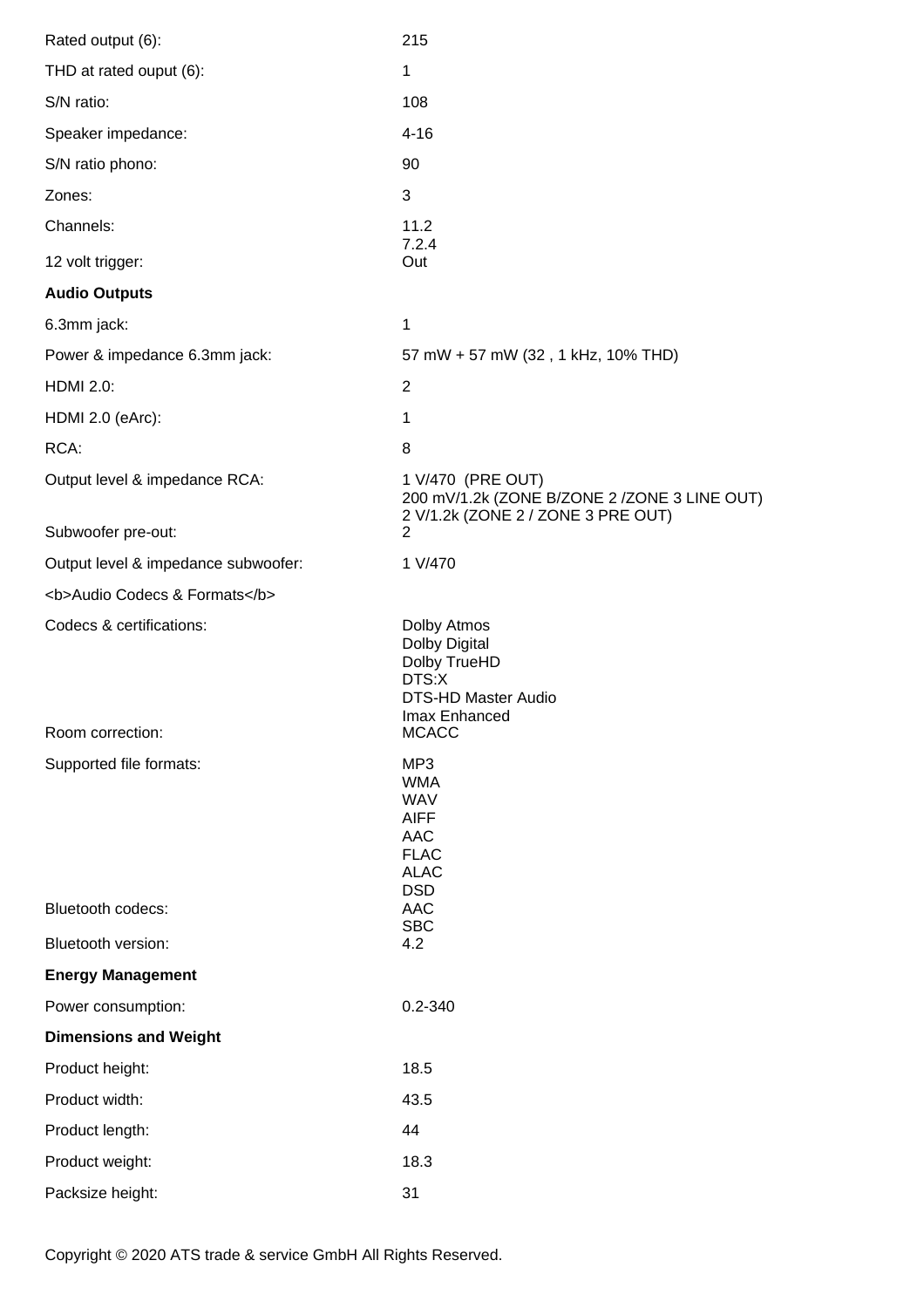| | |
|---|---|
| Rated output (6): | 215 |
| THD at rated ouput (6): | 1 |
| S/N ratio: | 108 |
| Speaker impedance: | 4-16 |
| S/N ratio phono: | 90 |
| Zones: | 3 |
| Channels: | 11.2<br>7.2.4 |
| 12 volt trigger: | Out |

**Audio Outputs**

| | |
|---|---|
| 6.3mm jack: | 1 |
| Power & impedance 6.3mm jack: | 57 mW + 57 mW (32 , 1 kHz, 10% THD) |
| HDMI 2.0: | 2 |
| HDMI 2.0 (eArc): | 1 |
| RCA: | 8 |
| Output level & impedance RCA: | 1 V/470 (PRE OUT)<br>200 mV/1.2k (ZONE B/ZONE 2 /ZONE 3 LINE OUT)<br>2 V/1.2k (ZONE 2 / ZONE 3 PRE OUT) |
| Subwoofer pre-out: | 2 |
| Output level & impedance subwoofer: | 1 V/470 |

<b>Audio Codecs & Formats</b>

| | |
|---|---|
| Codecs & certifications: | Dolby Atmos<br>Dolby Digital<br>Dolby TrueHD<br>DTS:X<br>DTS-HD Master Audio<br>Imax Enhanced |
| Room correction: | MCACC |
| Supported file formats: | MP3<br>WMA<br>WAV<br>AIFF<br>AAC<br>FLAC<br>ALAC<br>DSD |
| Bluetooth codecs: | AAC<br>SBC |
| Bluetooth version: | 4.2 |

**Energy Management**

| | |
|---|---|
| Power consumption: | 0.2-340 |

**Dimensions and Weight**

| | |
|---|---|
| Product height: | 18.5 |
| Product width: | 43.5 |
| Product length: | 44 |
| Product weight: | 18.3 |
| Packsize height: | 31 |

Copyright © 2020 ATS trade & service GmbH All Rights Reserved.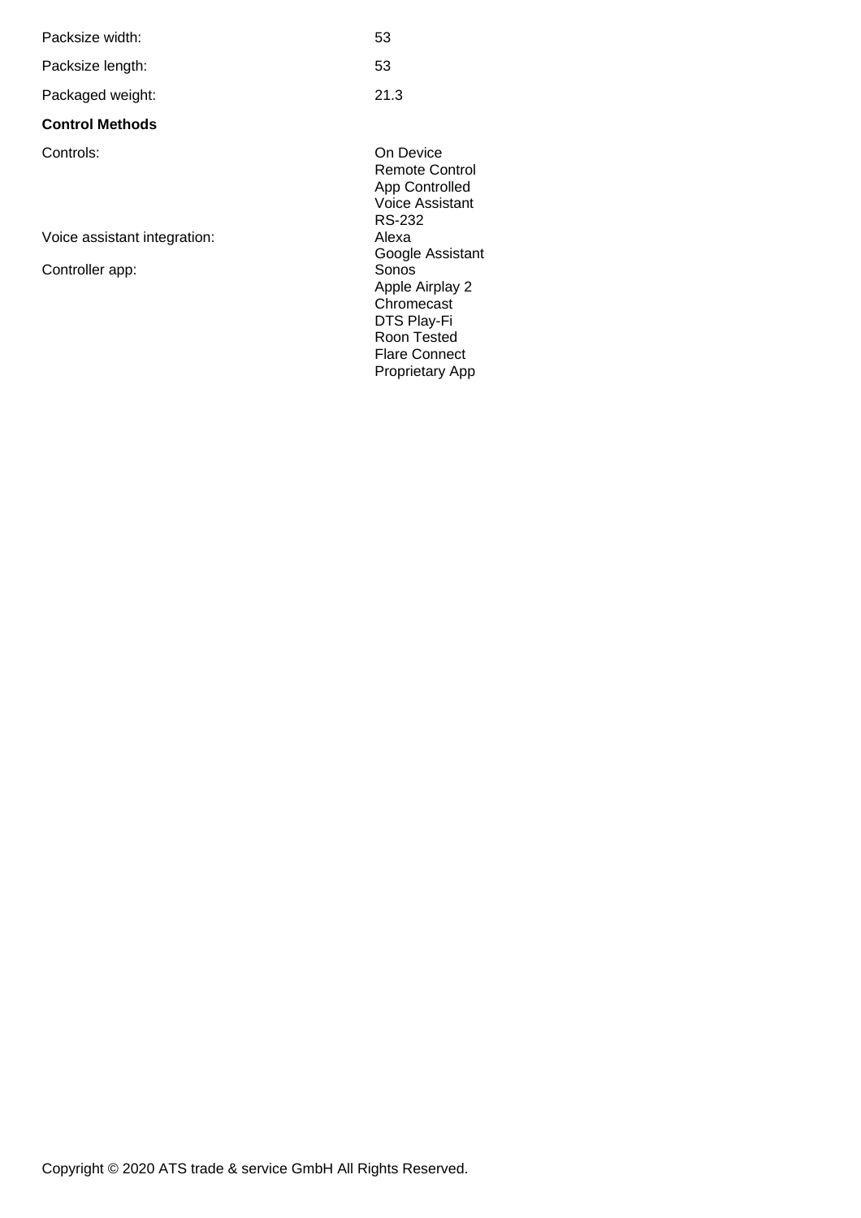| | |
|---|---|
| Packsize width: | 53 |
| Packsize length: | 53 |
| Packaged weight: | 21.3 |

**Control Methods**

| | |
|---|---|
| Controls: | On Device<br>Remote Control<br>App Controlled<br>Voice Assistant<br>RS-232 |
| Voice assistant integration: | Alexa<br>Google Assistant |
| Controller app: | Sonos<br>Apple Airplay 2<br>Chromecast<br>DTS Play-Fi<br>Roon Tested<br>Flare Connect<br>Proprietary App |

Copyright © 2020 ATS trade & service GmbH All Rights Reserved.